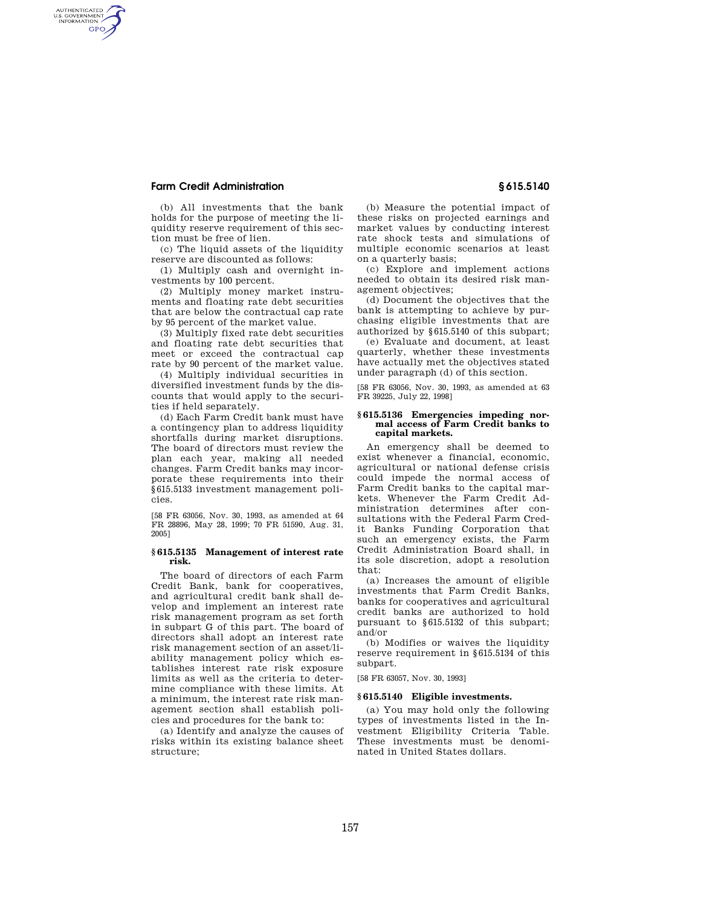(b) All investments that the bank holds for the purpose of meeting the liquidity reserve requirement of this section must be free of lien.

(c) The liquid assets of the liquidity reserve are discounted as follows:

(1) Multiply cash and overnight investments by 100 percent.

(2) Multiply money market instruments and floating rate debt securities that are below the contractual cap rate by 95 percent of the market value.

(3) Multiply fixed rate debt securities and floating rate debt securities that meet or exceed the contractual cap rate by 90 percent of the market value.

(4) Multiply individual securities in diversified investment funds by the discounts that would apply to the securities if held separately.

(d) Each Farm Credit bank must have a contingency plan to address liquidity shortfalls during market disruptions. The board of directors must review the plan each year, making all needed changes. Farm Credit banks may incorporate these requirements into their §615.5133 investment management policies.

[58 FR 63056, Nov. 30, 1993, as amended at 64 FR 28896, May 28, 1999; 70 FR 51590, Aug. 31, 2005]

### §615.5135 Management of interest rate risk.

The board of directors of each Farm Credit Bank, bank for cooperatives, and agricultural credit bank shall develop and implement an interest rate risk management program as set forth in subpart G of this part. The board of directors shall adopt an interest rate risk management section of an asset/liability management policy which establishes interest rate risk exposure limits as well as the criteria to determine compliance with these limits. At a minimum, the interest rate risk management section shall establish policies and procedures for the bank to:

(a) Identify and analyze the causes of risks within its existing balance sheet structure;

(b) Measure the potential impact of these risks on projected earnings and market values by conducting interest rate shock tests and simulations of multiple economic scenarios at least on a quarterly basis;

(c) Explore and implement actions needed to obtain its desired risk management objectives;

(d) Document the objectives that the bank is attempting to achieve by purchasing eligible investments that are authorized by §615.5140 of this subpart;

(e) Evaluate and document, at least quarterly, whether these investments have actually met the objectives stated under paragraph (d) of this section.

[58 FR 63056, Nov. 30, 1993, as amended at 63 FR 39225, July 22, 1998]

### §615.5136 Emergencies impeding normal access of Farm Credit banks to capital markets.

An emergency shall be deemed to exist whenever a financial, economic, agricultural or national defense crisis could impede the normal access of Farm Credit banks to the capital markets. Whenever the Farm Credit Administration determines after consultations with the Federal Farm Credit Banks Funding Corporation that such an emergency exists, the Farm Credit Administration Board shall, in its sole discretion, adopt a resolution that:

(a) Increases the amount of eligible investments that Farm Credit Banks, banks for cooperatives and agricultural credit banks are authorized to hold pursuant to §615.5132 of this subpart; and/or

(b) Modifies or waives the liquidity reserve requirement in §615.5134 of this subpart.

[58 FR 63057, Nov. 30, 1993]

### §615.5140 Eligible investments.

(a) You may hold only the following types of investments listed in the Investment Eligibility Criteria Table. These investments must be denominated in United States dollars.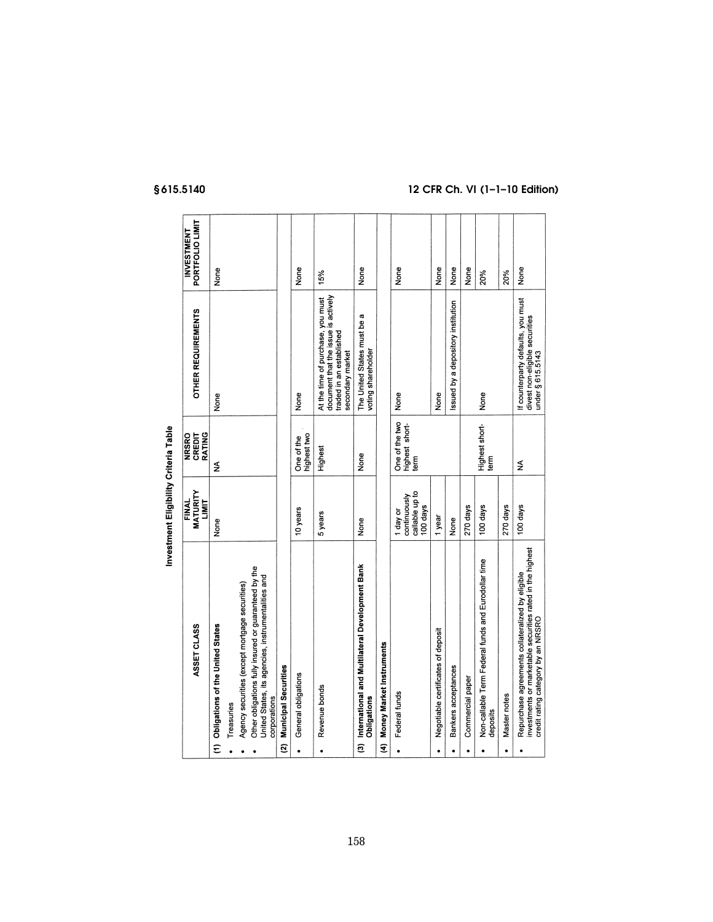**Investment Eligibility Criteria Table**

| ASSET CLASS | FINAL MATURITY LIMIT | NRSRO CREDIT RATING | OTHER REQUIREMENTS | INVESTMENT PORTFOLIO LIMIT |
|---|---|---|---|---|
| **(1) Obligations of the United States** | | | | |
| • Treasuries<br>• Agency securities (except mortgage securities)<br>• Other obligations fully insured or guaranteed by the United States, its agencies, instrumentalities and corporations | None | NA | None | None |
| **(2) Municipal Securities** | | | | |
| • General obligations | 10 years | One of the highest two | None | None |
| • Revenue bonds | 5 years | Highest | At the time of purchase, you must document that the issue is actively traded in an established secondary market | 15% |
| **(3) International and Multilateral Development Bank Obligations** | None | None | The United States must be a voting shareholder | None |
| **(4) Money Market Instruments** | | | | |
| • Federal funds | 1 day or continuously callable up to 100 days | One of the two highest short-term | None | None |
| • Negotiable certificates of deposit | 1 year | | None | None |
| • Bankers acceptances | None | | Issued by a depository institution | None |
| • Commercial paper | 270 days | Highest short-term | None | None |
| • Non-callable Term Federal funds and Eurodollar time deposits | 100 days | | | 20% |
| • Master notes | 270 days | | | 20% |
| • Repurchase agreements collateralized by eligible investments or marketable securities rated in the highest credit rating category by an NRSRO | 100 days | NA | If counterparty defaults, you must divest non-eligible securities under § 615.5143 | None |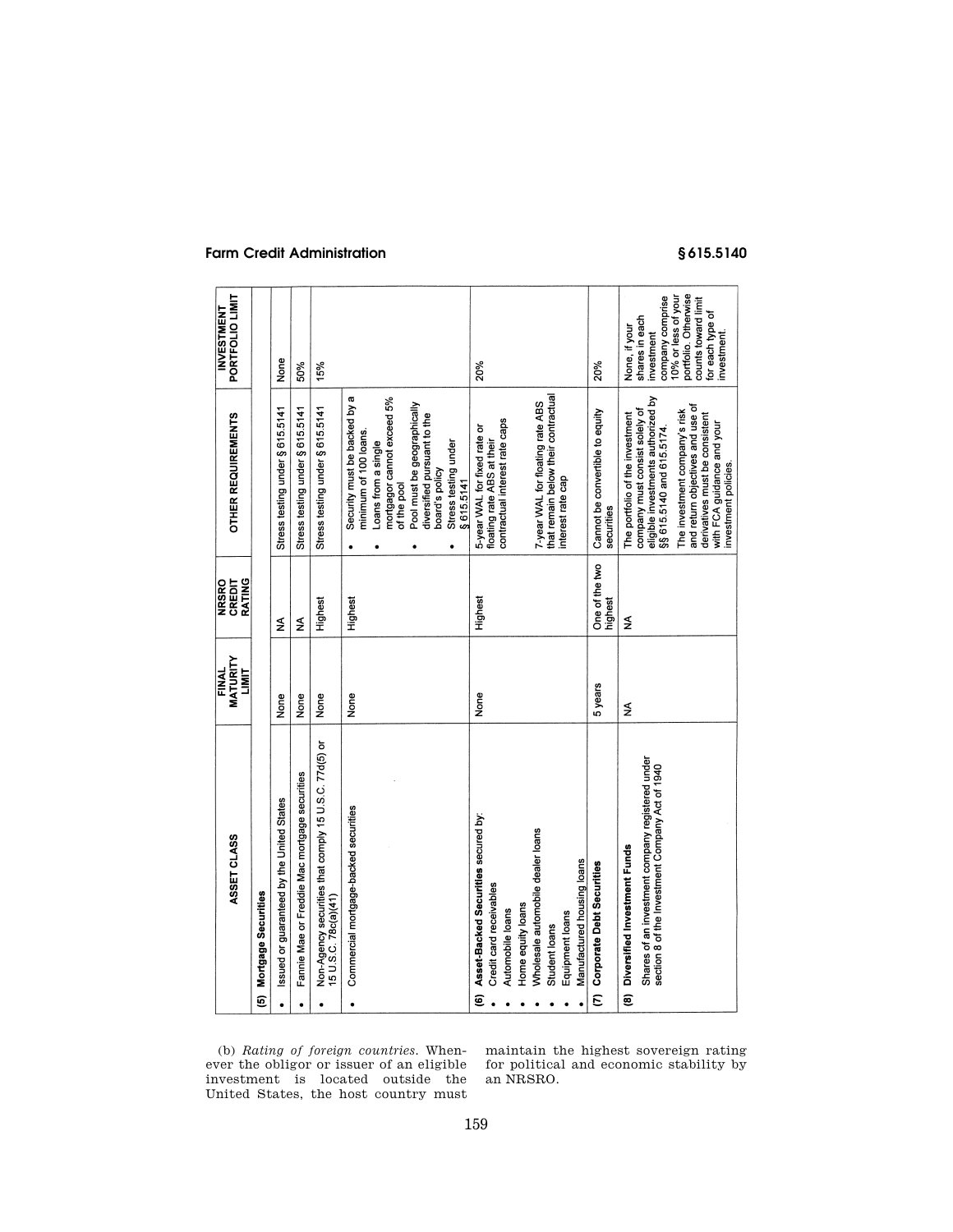| ASSET CLASS | FINAL MATURITY LIMIT | NRSRO CREDIT RATING | OTHER REQUIREMENTS | INVESTMENT PORTFOLIO LIMIT |
|---|---|---|---|---|
| **(5) Mortgage Securities** | | | | |
| • Issued or guaranteed by the United States | None | NA | Stress testing under § 615.5141 | None |
| • Fannie Mae or Freddie Mac mortgage securities | None | NA | Stress testing under § 615.5141 | 50% |
| • Non-Agency securities that comply 15 U.S.C. 77d(5) or 15 U.S.C. 78c(a)(41) | None | Highest | Stress testing under § 615.5141 | 15% |
| • Commercial mortgage-backed securities | None | Highest | • Security must be backed by a minimum of 100 loans. • Loans from a single mortgagor cannot exceed 5% of the pool • Pool must be geographically diversified pursuant to the board's policy • Stress testing under § 615.5141 | |
| **(6) Asset-Backed Securities** secured by: • Credit card receivables • Automobile loans • Home equity loans • Wholesale automobile dealer loans • Student loans • Equipment loans • Manufactured housing loans | None | Highest | 5-year WAL for fixed rate or floating rate ABS at their contractual interest rate caps. 7-year WAL for floating rate ABS that remain below their contractual interest rate cap | 20% |
| **(7) Corporate Debt Securities** | 5 years | One of the two highest | Cannot be convertible to equity securities | 20% |
| **(8) Diversified Investment Funds** Shares of an investment company registered under section 8 of the Investment Company Act of 1940 | NA | NA | The portfolio of the investment company must consist solely of eligible investments authorized by §§ 615.5140 and 615.5174. The investment company's risk and return objectives and use of derivatives must be consistent with FCA guidance and your investment policies. | None, if your shares in each investment company comprise 10% or less of your portfolio. Otherwise counts toward limit for each type of investment. |

(b) *Rating of foreign countries.* Whenever the obligor or issuer of an eligible investment is located outside the United States, the host country must maintain the highest sovereign rating for political and economic stability by an NRSRO.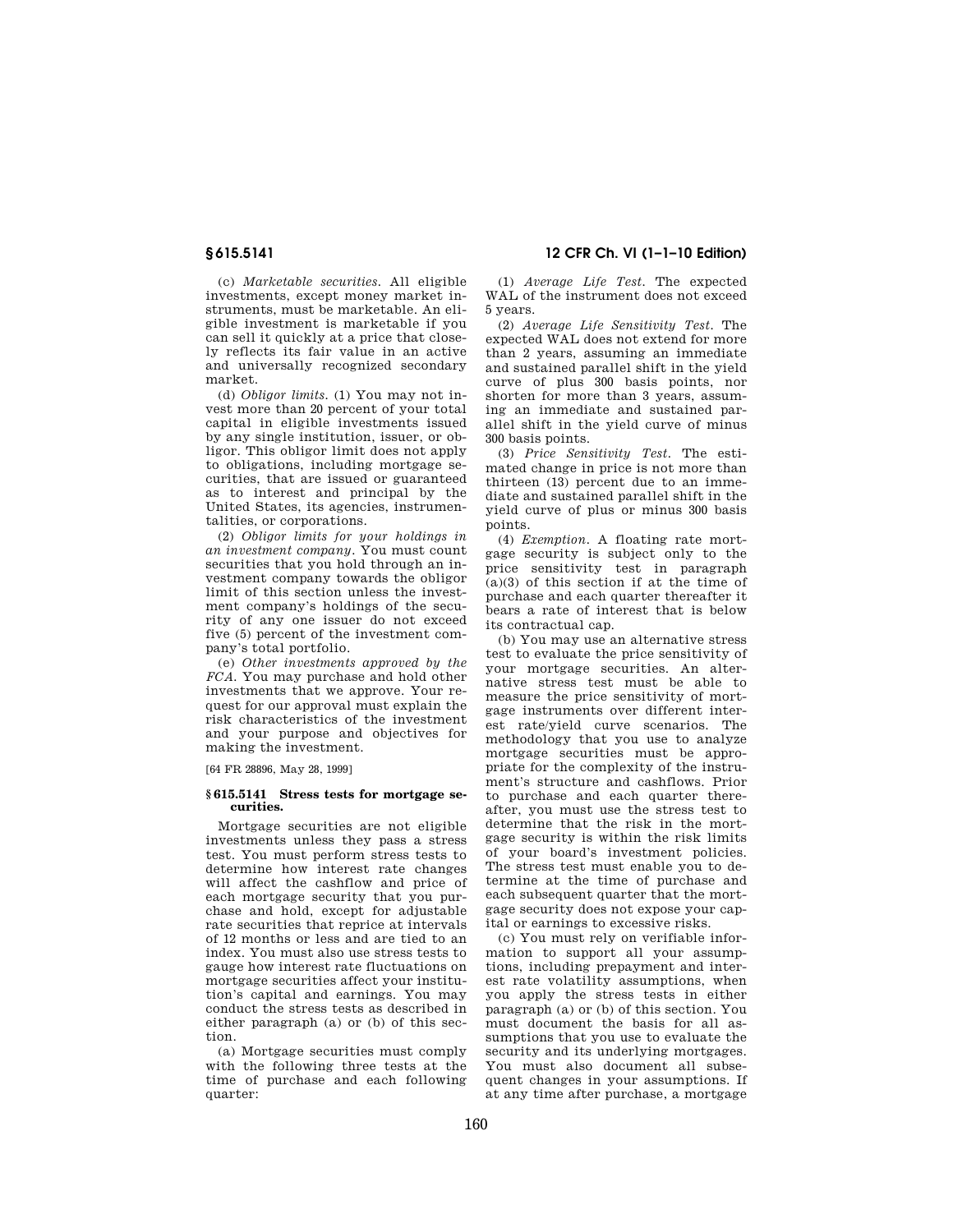(c) *Marketable securities.* All eligible investments, except money market instruments, must be marketable. An eligible investment is marketable if you can sell it quickly at a price that closely reflects its fair value in an active and universally recognized secondary market.

(d) *Obligor limits.* (1) You may not invest more than 20 percent of your total capital in eligible investments issued by any single institution, issuer, or obligor. This obligor limit does not apply to obligations, including mortgage securities, that are issued or guaranteed as to interest and principal by the United States, its agencies, instrumentalities, or corporations.

(2) *Obligor limits for your holdings in an investment company.* You must count securities that you hold through an investment company towards the obligor limit of this section unless the investment company's holdings of the security of any one issuer do not exceed five (5) percent of the investment company's total portfolio.

(e) *Other investments approved by the FCA.* You may purchase and hold other investments that we approve. Your request for our approval must explain the risk characteristics of the investment and your purpose and objectives for making the investment.

[64 FR 28896, May 28, 1999]

### § 615.5141 Stress tests for mortgage securities.

Mortgage securities are not eligible investments unless they pass a stress test. You must perform stress tests to determine how interest rate changes will affect the cashflow and price of each mortgage security that you purchase and hold, except for adjustable rate securities that reprice at intervals of 12 months or less and are tied to an index. You must also use stress tests to gauge how interest rate fluctuations on mortgage securities affect your institution's capital and earnings. You may conduct the stress tests as described in either paragraph (a) or (b) of this section.

(a) Mortgage securities must comply with the following three tests at the time of purchase and each following quarter:

(1) *Average Life Test.* The expected WAL of the instrument does not exceed 5 years.

(2) *Average Life Sensitivity Test.* The expected WAL does not extend for more than 2 years, assuming an immediate and sustained parallel shift in the yield curve of plus 300 basis points, nor shorten for more than 3 years, assuming an immediate and sustained parallel shift in the yield curve of minus 300 basis points.

(3) *Price Sensitivity Test.* The estimated change in price is not more than thirteen (13) percent due to an immediate and sustained parallel shift in the yield curve of plus or minus 300 basis points.

(4) *Exemption.* A floating rate mortgage security is subject only to the price sensitivity test in paragraph (a)(3) of this section if at the time of purchase and each quarter thereafter it bears a rate of interest that is below its contractual cap.

(b) You may use an alternative stress test to evaluate the price sensitivity of your mortgage securities. An alternative stress test must be able to measure the price sensitivity of mortgage instruments over different interest rate/yield curve scenarios. The methodology that you use to analyze mortgage securities must be appropriate for the complexity of the instrument's structure and cashflows. Prior to purchase and each quarter thereafter, you must use the stress test to determine that the risk in the mortgage security is within the risk limits of your board's investment policies. The stress test must enable you to determine at the time of purchase and each subsequent quarter that the mortgage security does not expose your capital or earnings to excessive risks.

(c) You must rely on verifiable information to support all your assumptions, including prepayment and interest rate volatility assumptions, when you apply the stress tests in either paragraph (a) or (b) of this section. You must document the basis for all assumptions that you use to evaluate the security and its underlying mortgages. You must also document all subsequent changes in your assumptions. If at any time after purchase, a mortgage